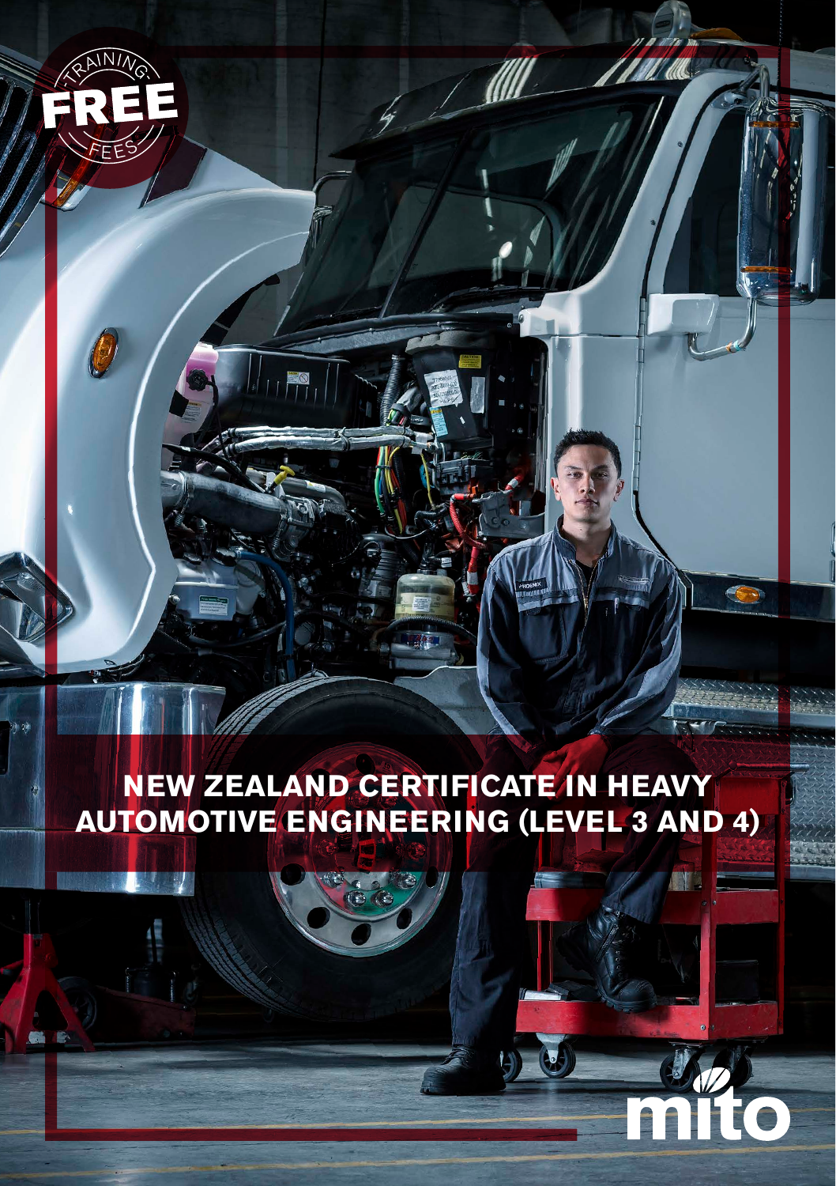TRAINING FREE FEES

# NEW ZEALAND CERTIFICATE IN HEAVY AUTOMOTIVE ENGINEERING (LEVEL 3 AND 4)

mito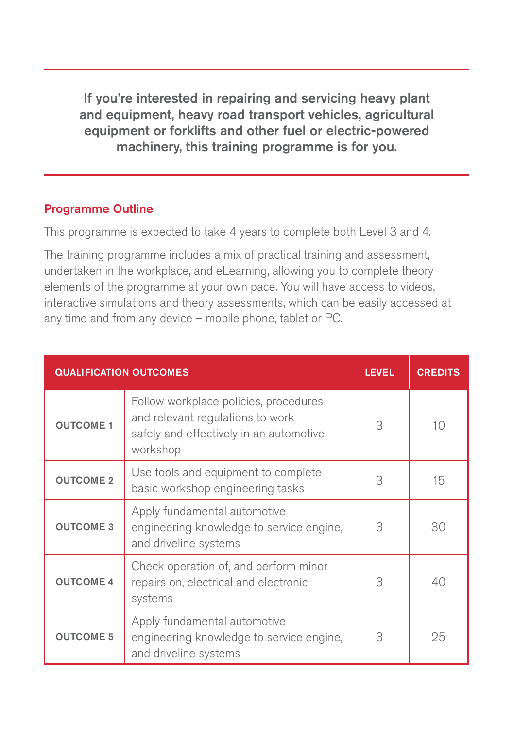**If you're interested in repairing and servicing heavy plant and equipment, heavy road transport vehicles, agricultural equipment or forklifts and other fuel or electric-powered machinery, this training programme is for you.**

## Programme Outline

This programme is expected to take 4 years to complete both Level 3 and 4.

The training programme includes a mix of practical training and assessment, undertaken in the workplace, and eLearning, allowing you to complete theory elements of the programme at your own pace. You will have access to videos, interactive simulations and theory assessments, which can be easily accessed at any time and from any device – mobile phone, tablet or PC.

| QUALIFICATION OUTCOMES | | LEVEL | CREDITS |
|---|---|---|---|
| OUTCOME 1 | Follow workplace policies, procedures and relevant regulations to work safely and effectively in an automotive workshop | 3 | 10 |
| OUTCOME 2 | Use tools and equipment to complete basic workshop engineering tasks | 3 | 15 |
| OUTCOME 3 | Apply fundamental automotive engineering knowledge to service engine, and driveline systems | 3 | 30 |
| OUTCOME 4 | Check operation of, and perform minor repairs on, electrical and electronic systems | 3 | 40 |
| OUTCOME 5 | Apply fundamental automotive engineering knowledge to service engine, and driveline systems | 3 | 25 |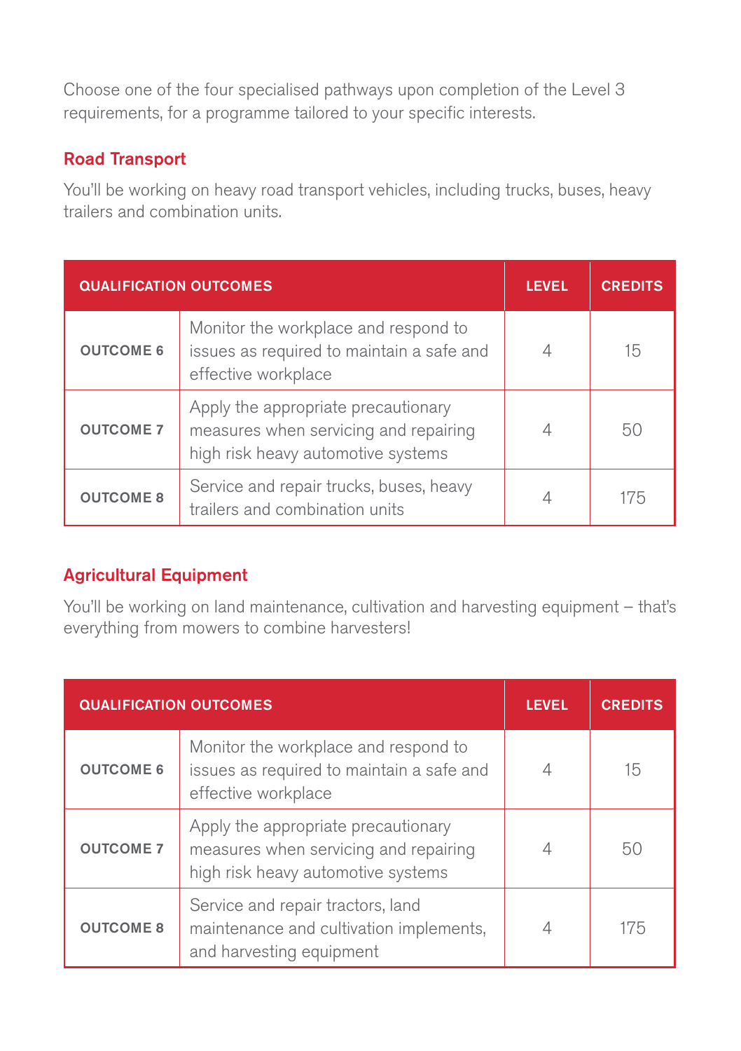Choose one of the four specialised pathways upon completion of the Level 3 requirements, for a programme tailored to your specific interests.

## Road Transport

You'll be working on heavy road transport vehicles, including trucks, buses, heavy trailers and combination units.

| QUALIFICATION OUTCOMES | | LEVEL | CREDITS |
|---|---|---|---|
| **OUTCOME 6** | Monitor the workplace and respond to issues as required to maintain a safe and effective workplace | 4 | 15 |
| **OUTCOME 7** | Apply the appropriate precautionary measures when servicing and repairing high risk heavy automotive systems | 4 | 50 |
| **OUTCOME 8** | Service and repair trucks, buses, heavy trailers and combination units | 4 | 175 |

## Agricultural Equipment

You'll be working on land maintenance, cultivation and harvesting equipment – that's everything from mowers to combine harvesters!

| QUALIFICATION OUTCOMES | | LEVEL | CREDITS |
|---|---|---|---|
| **OUTCOME 6** | Monitor the workplace and respond to issues as required to maintain a safe and effective workplace | 4 | 15 |
| **OUTCOME 7** | Apply the appropriate precautionary measures when servicing and repairing high risk heavy automotive systems | 4 | 50 |
| **OUTCOME 8** | Service and repair tractors, land maintenance and cultivation implements, and harvesting equipment | 4 | 175 |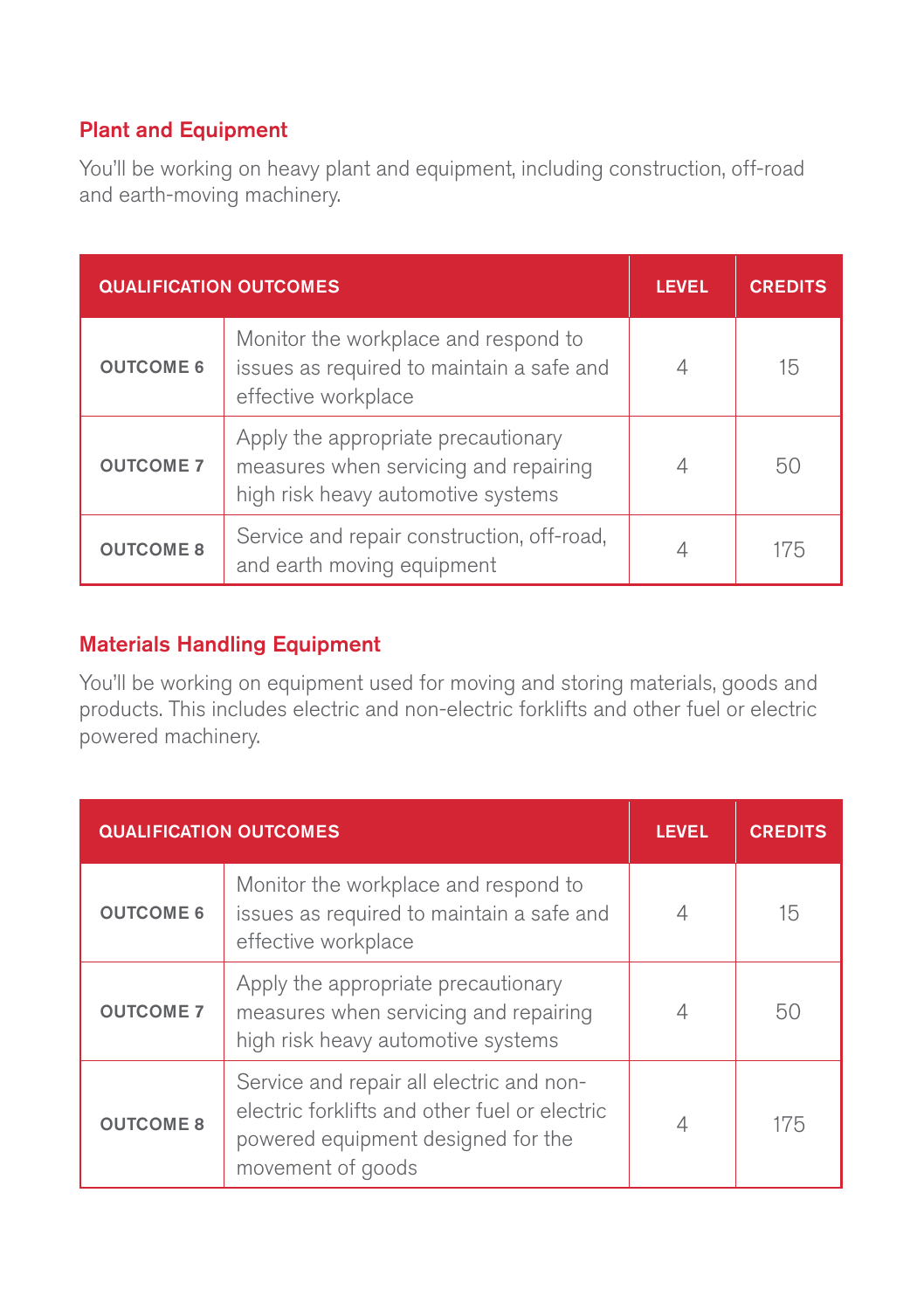## Plant and Equipment

You'll be working on heavy plant and equipment, including construction, off-road and earth-moving machinery.

| QUALIFICATION OUTCOMES | | LEVEL | CREDITS |
|---|---|---|---|
| OUTCOME 6 | Monitor the workplace and respond to issues as required to maintain a safe and effective workplace | 4 | 15 |
| OUTCOME 7 | Apply the appropriate precautionary measures when servicing and repairing high risk heavy automotive systems | 4 | 50 |
| OUTCOME 8 | Service and repair construction, off-road, and earth moving equipment | 4 | 175 |

## Materials Handling Equipment

You'll be working on equipment used for moving and storing materials, goods and products. This includes electric and non-electric forklifts and other fuel or electric powered machinery.

| QUALIFICATION OUTCOMES | | LEVEL | CREDITS |
|---|---|---|---|
| OUTCOME 6 | Monitor the workplace and respond to issues as required to maintain a safe and effective workplace | 4 | 15 |
| OUTCOME 7 | Apply the appropriate precautionary measures when servicing and repairing high risk heavy automotive systems | 4 | 50 |
| OUTCOME 8 | Service and repair all electric and non-electric forklifts and other fuel or electric powered equipment designed for the movement of goods | 4 | 175 |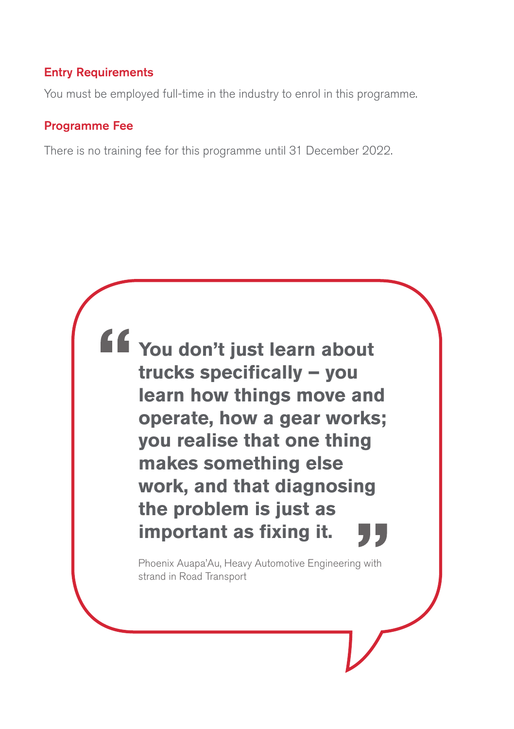### Entry Requirements

You must be employed full-time in the industry to enrol in this programme.

### Programme Fee

There is no training fee for this programme until 31 December 2022.

> **“You don’t just learn about trucks specifically – you learn how things move and operate, how a gear works; you realise that one thing makes something else work, and that diagnosing the problem is just as important as fixing it.”**
>
> Phoenix Auapa’Au, Heavy Automotive Engineering with strand in Road Transport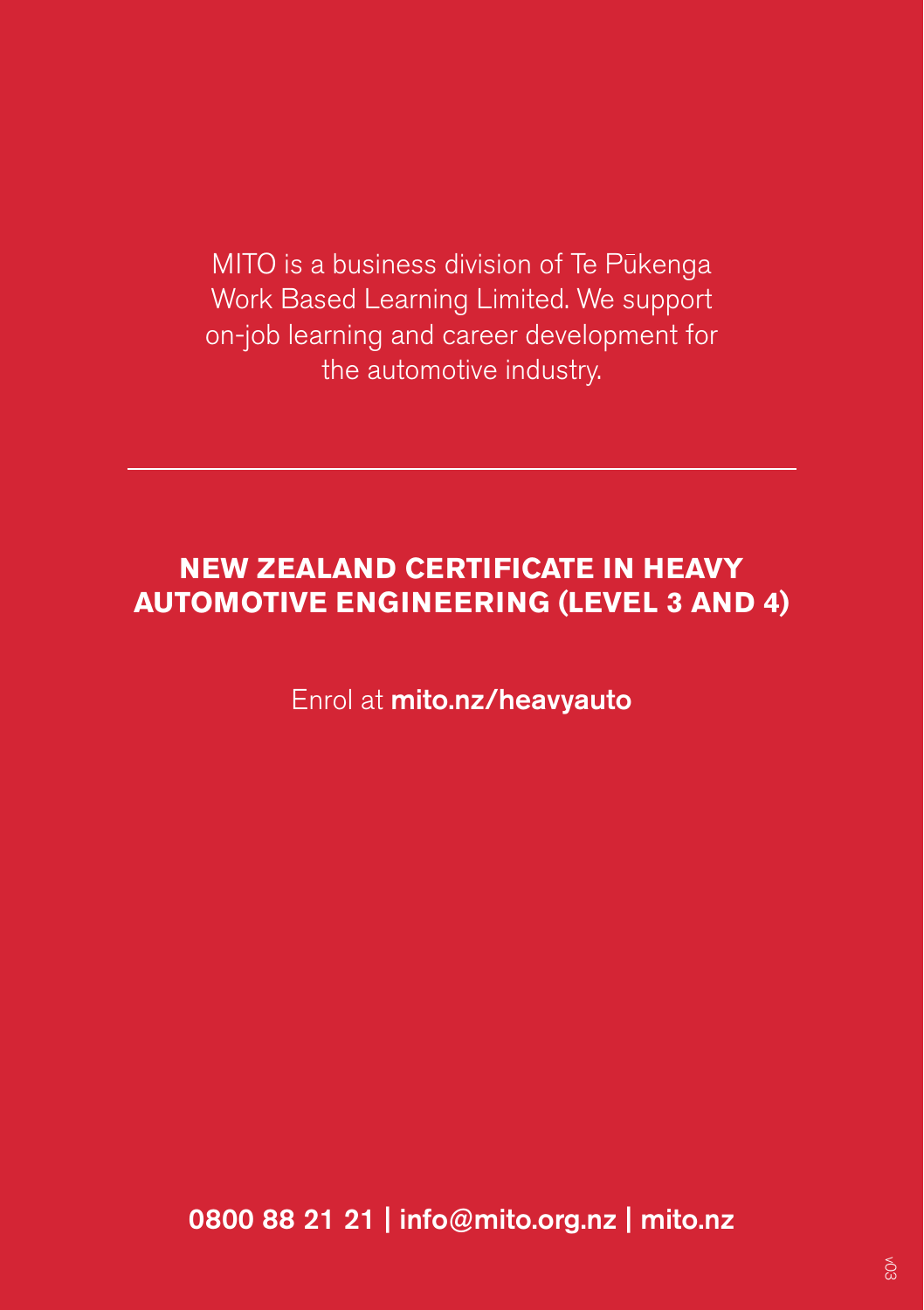MITO is a business division of Te Pūkenga Work Based Learning Limited. We support on-job learning and career development for the automotive industry.

---

## NEW ZEALAND CERTIFICATE IN HEAVY AUTOMOTIVE ENGINEERING (LEVEL 3 AND 4)

Enrol at **mito.nz/heavyauto**

**0800 88 21 21 | info@mito.org.nz | mito.nz**

v03